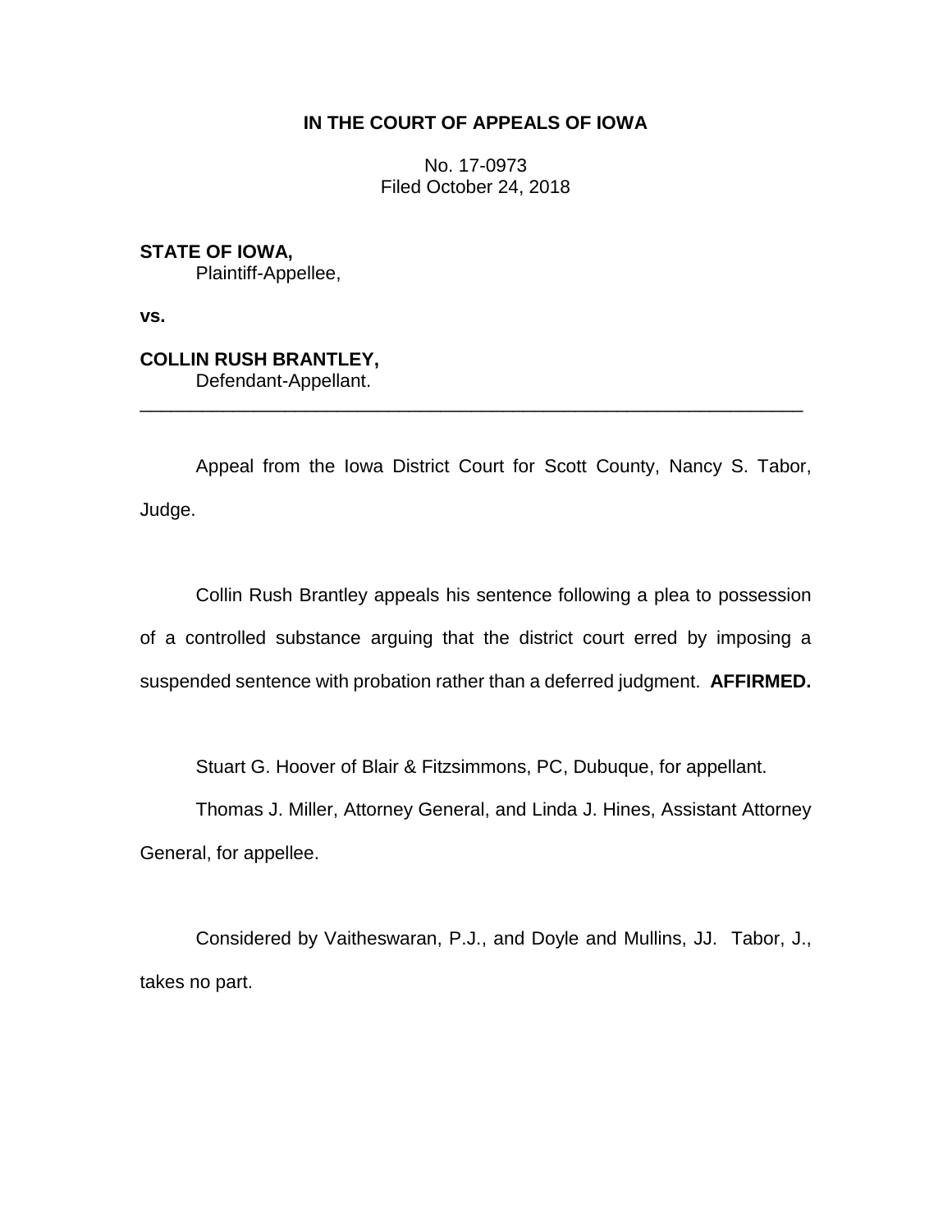**IN THE COURT OF APPEALS OF IOWA**

No. 17-0973
Filed October 24, 2018

**STATE OF IOWA,**
Plaintiff-Appellee,

**vs.**

**COLLIN RUSH BRANTLEY,**
Defendant-Appellant.

---

Appeal from the Iowa District Court for Scott County, Nancy S. Tabor, Judge.

Collin Rush Brantley appeals his sentence following a plea to possession of a controlled substance arguing that the district court erred by imposing a suspended sentence with probation rather than a deferred judgment. **AFFIRMED.**

Stuart G. Hoover of Blair & Fitzsimmons, PC, Dubuque, for appellant.

Thomas J. Miller, Attorney General, and Linda J. Hines, Assistant Attorney General, for appellee.

Considered by Vaitheswaran, P.J., and Doyle and Mullins, JJ. Tabor, J., takes no part.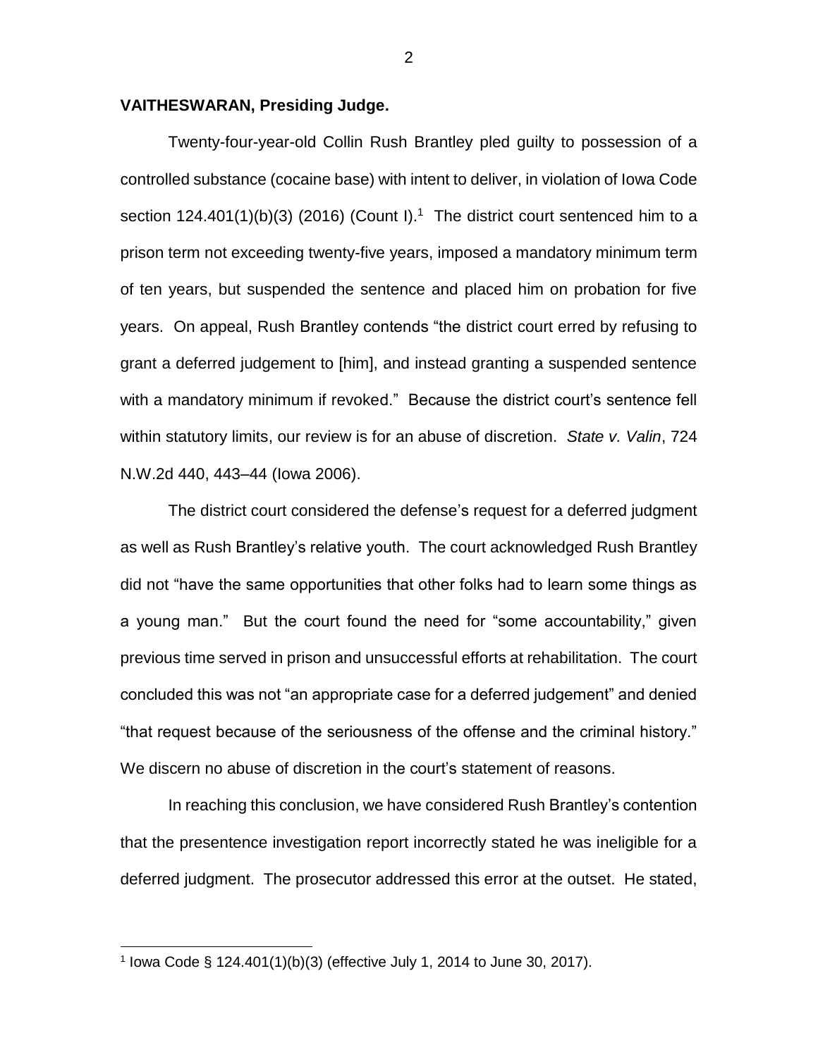**VAITHESWARAN, Presiding Judge.**

Twenty-four-year-old Collin Rush Brantley pled guilty to possession of a controlled substance (cocaine base) with intent to deliver, in violation of Iowa Code section 124.401(1)(b)(3) (2016) (Count I).[1] The district court sentenced him to a prison term not exceeding twenty-five years, imposed a mandatory minimum term of ten years, but suspended the sentence and placed him on probation for five years. On appeal, Rush Brantley contends "the district court erred by refusing to grant a deferred judgement to [him], and instead granting a suspended sentence with a mandatory minimum if revoked." Because the district court's sentence fell within statutory limits, our review is for an abuse of discretion. *State v. Valin*, 724 N.W.2d 440, 443–44 (Iowa 2006).

The district court considered the defense's request for a deferred judgment as well as Rush Brantley's relative youth. The court acknowledged Rush Brantley did not "have the same opportunities that other folks had to learn some things as a young man." But the court found the need for "some accountability," given previous time served in prison and unsuccessful efforts at rehabilitation. The court concluded this was not "an appropriate case for a deferred judgement" and denied "that request because of the seriousness of the offense and the criminal history." We discern no abuse of discretion in the court's statement of reasons.

In reaching this conclusion, we have considered Rush Brantley's contention that the presentence investigation report incorrectly stated he was ineligible for a deferred judgment. The prosecutor addressed this error at the outset. He stated,

---

[1] Iowa Code § 124.401(1)(b)(3) (effective July 1, 2014 to June 30, 2017).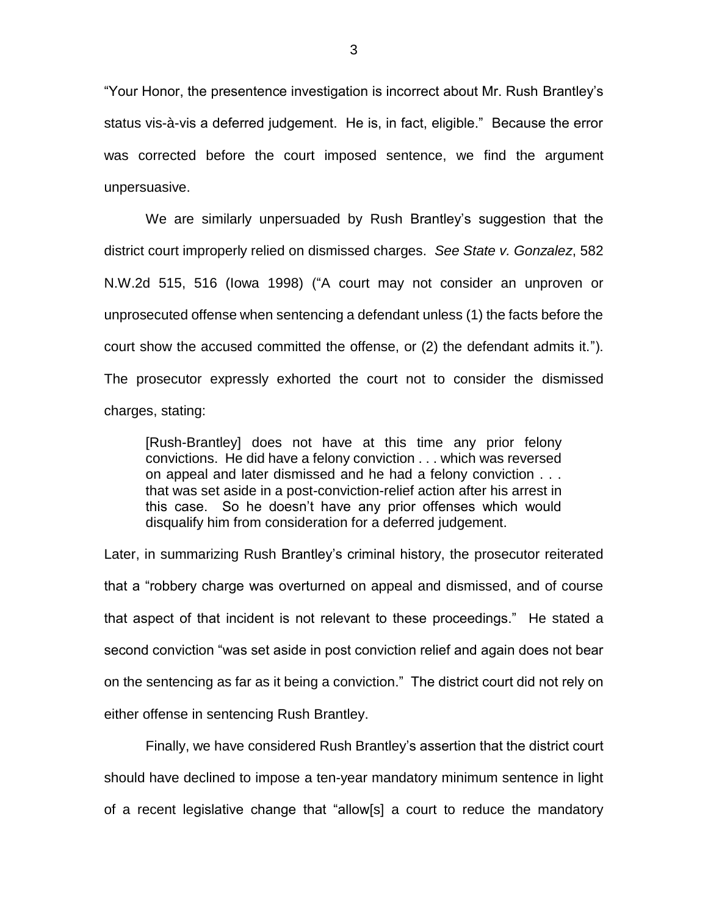"Your Honor, the presentence investigation is incorrect about Mr. Rush Brantley's status vis-à-vis a deferred judgement. He is, in fact, eligible." Because the error was corrected before the court imposed sentence, we find the argument unpersuasive.

We are similarly unpersuaded by Rush Brantley's suggestion that the district court improperly relied on dismissed charges. *See State v. Gonzalez*, 582 N.W.2d 515, 516 (Iowa 1998) ("A court may not consider an unproven or unprosecuted offense when sentencing a defendant unless (1) the facts before the court show the accused committed the offense, or (2) the defendant admits it."). The prosecutor expressly exhorted the court not to consider the dismissed charges, stating:

> [Rush-Brantley] does not have at this time any prior felony convictions. He did have a felony conviction . . . which was reversed on appeal and later dismissed and he had a felony conviction . . . that was set aside in a post-conviction-relief action after his arrest in this case. So he doesn't have any prior offenses which would disqualify him from consideration for a deferred judgement.

Later, in summarizing Rush Brantley's criminal history, the prosecutor reiterated that a "robbery charge was overturned on appeal and dismissed, and of course that aspect of that incident is not relevant to these proceedings." He stated a second conviction "was set aside in post conviction relief and again does not bear on the sentencing as far as it being a conviction." The district court did not rely on either offense in sentencing Rush Brantley.

Finally, we have considered Rush Brantley's assertion that the district court should have declined to impose a ten-year mandatory minimum sentence in light of a recent legislative change that "allow[s] a court to reduce the mandatory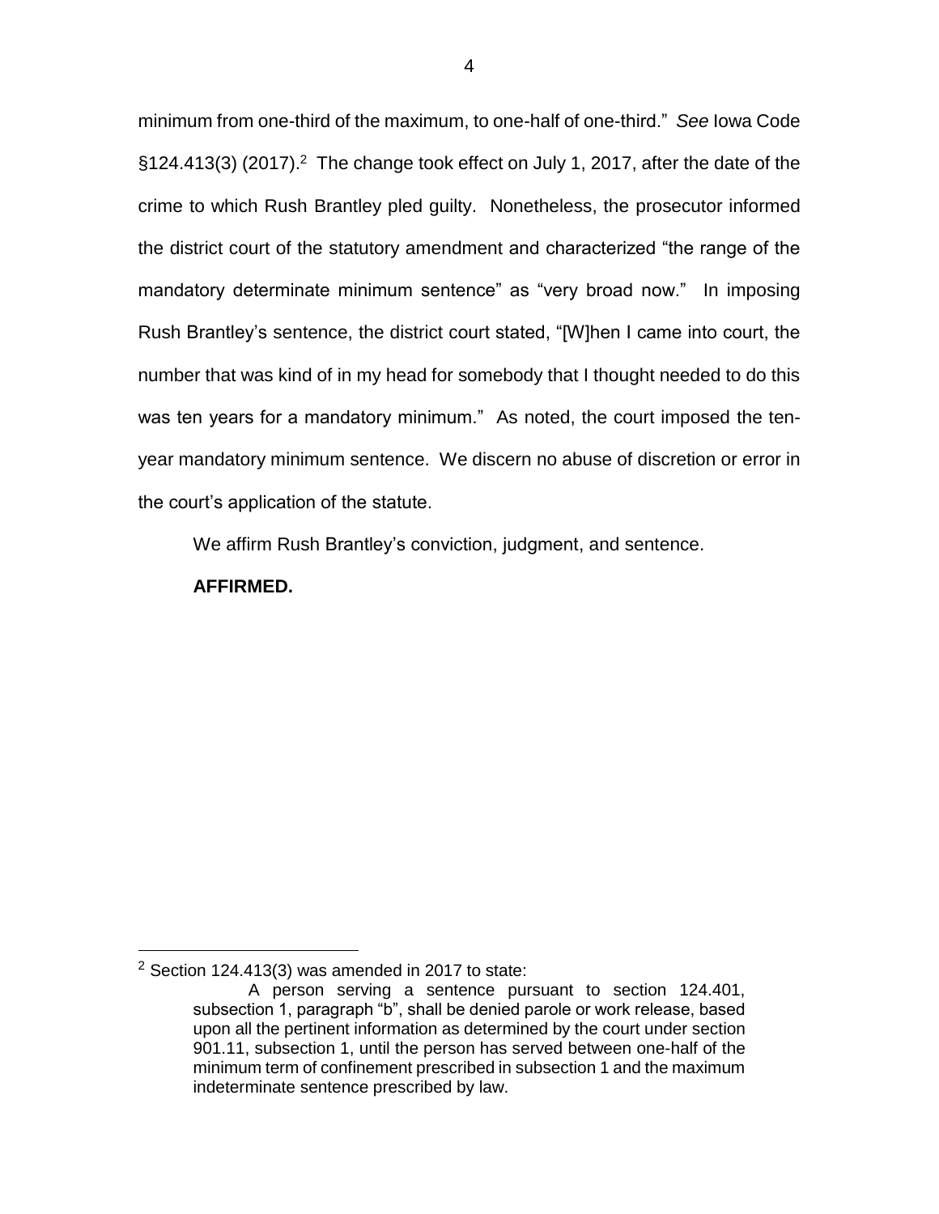minimum from one-third of the maximum, to one-half of one-third." *See* Iowa Code §124.413(3) (2017).[2] The change took effect on July 1, 2017, after the date of the crime to which Rush Brantley pled guilty. Nonetheless, the prosecutor informed the district court of the statutory amendment and characterized "the range of the mandatory determinate minimum sentence" as "very broad now." In imposing Rush Brantley's sentence, the district court stated, "[W]hen I came into court, the number that was kind of in my head for somebody that I thought needed to do this was ten years for a mandatory minimum." As noted, the court imposed the ten-year mandatory minimum sentence. We discern no abuse of discretion or error in the court's application of the statute.

We affirm Rush Brantley's conviction, judgment, and sentence.

**AFFIRMED.**

---

[2] Section 124.413(3) was amended in 2017 to state:

> A person serving a sentence pursuant to section 124.401, subsection 1, paragraph "b", shall be denied parole or work release, based upon all the pertinent information as determined by the court under section 901.11, subsection 1, until the person has served between one-half of the minimum term of confinement prescribed in subsection 1 and the maximum indeterminate sentence prescribed by law.